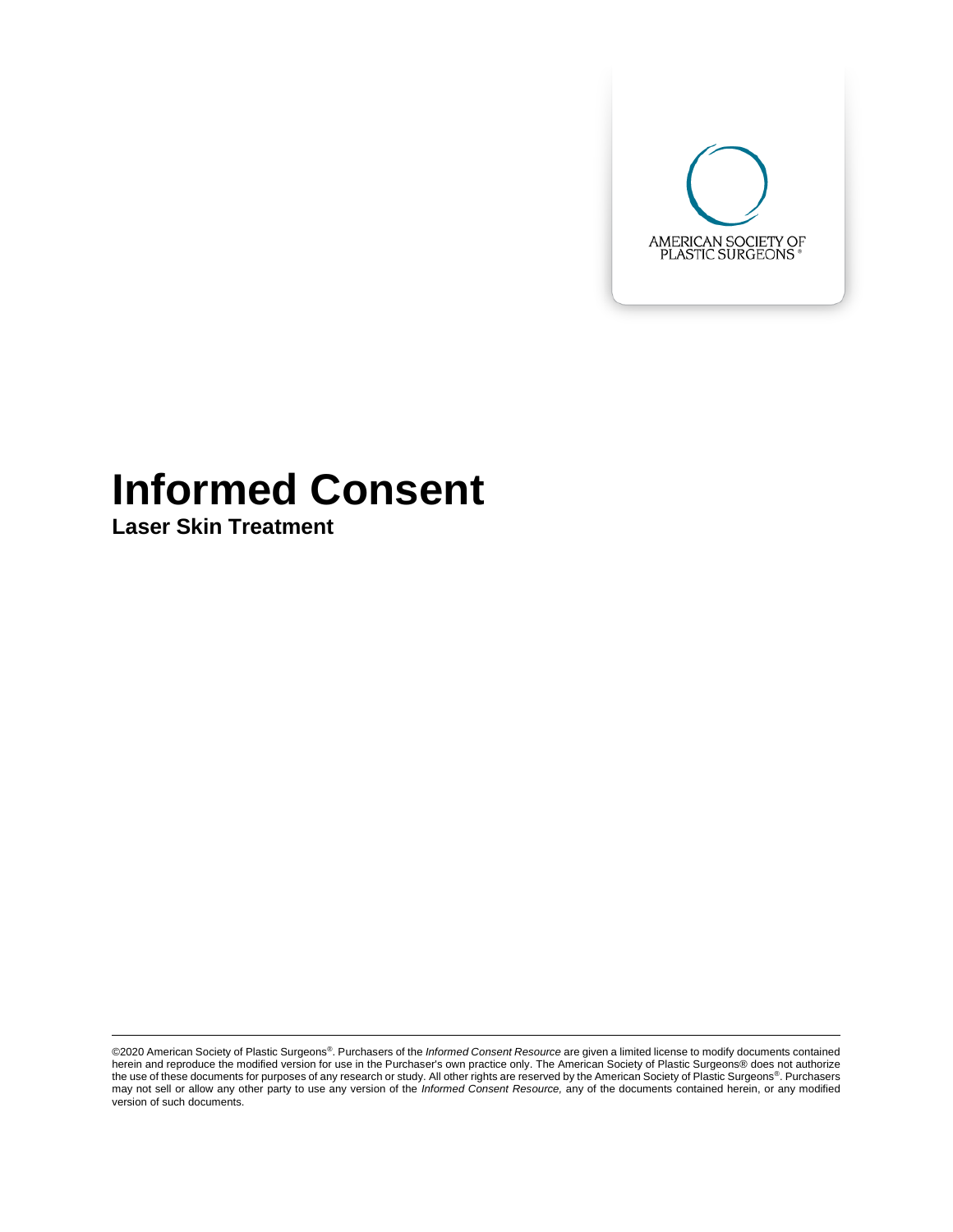AMERICAN SOCIETY OF PLASTIC SURGEONS®

# Informed Consent

## Laser Skin Treatment

©2020 American Society of Plastic Surgeons®. Purchasers of the *Informed Consent Resource* are given a limited license to modify documents contained herein and reproduce the modified version for use in the Purchaser's own practice only. The American Society of Plastic Surgeons® does not authorize the use of these documents for purposes of any research or study. All other rights are reserved by the American Society of Plastic Surgeons®. Purchasers may not sell or allow any other party to use any version of the *Informed Consent Resource,* any of the documents contained herein, or any modified version of such documents.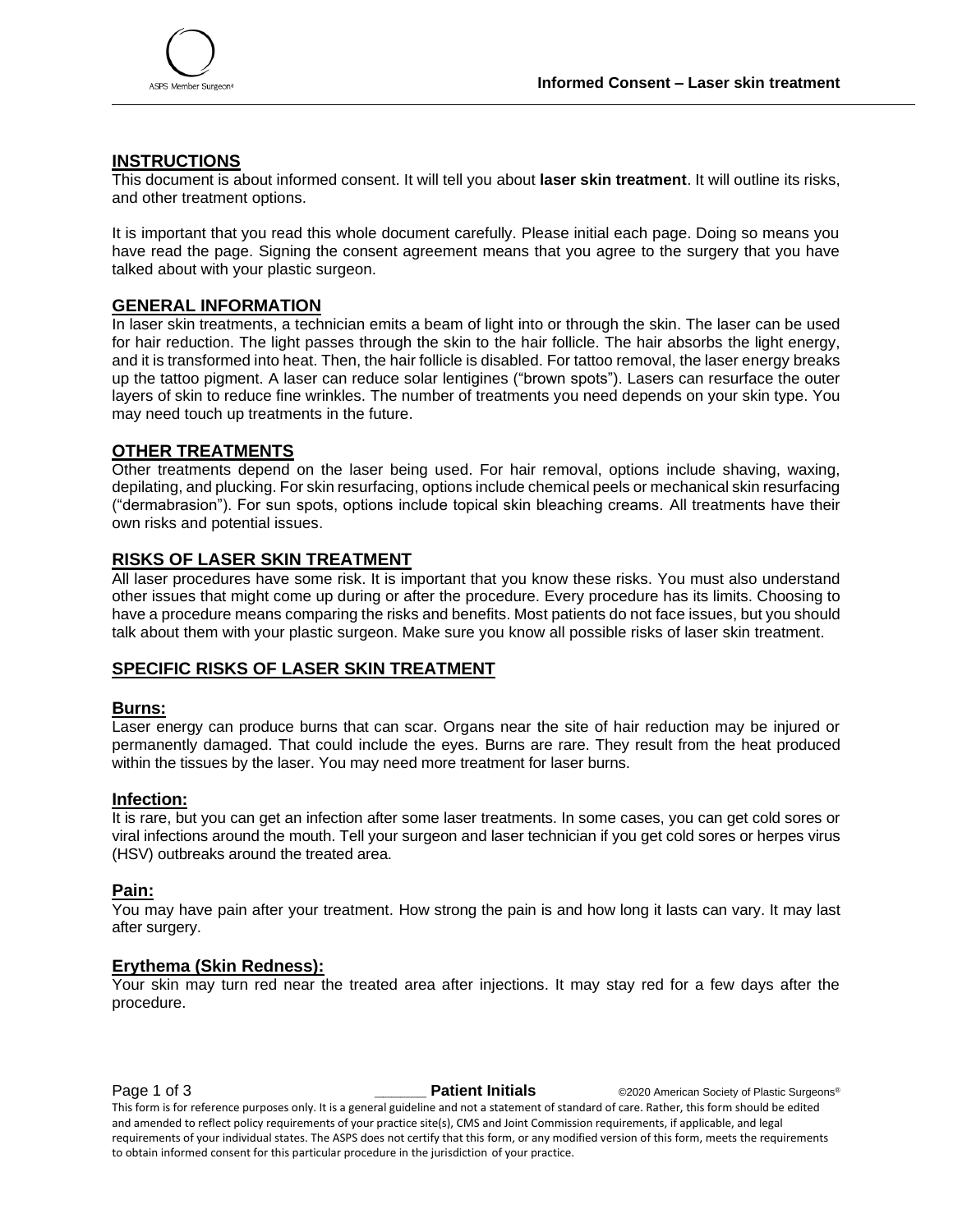## INSTRUCTIONS

This document is about informed consent. It will tell you about **laser skin treatment**. It will outline its risks, and other treatment options.

It is important that you read this whole document carefully. Please initial each page. Doing so means you have read the page. Signing the consent agreement means that you agree to the surgery that you have talked about with your plastic surgeon.

## GENERAL INFORMATION

In laser skin treatments, a technician emits a beam of light into or through the skin. The laser can be used for hair reduction. The light passes through the skin to the hair follicle. The hair absorbs the light energy, and it is transformed into heat. Then, the hair follicle is disabled. For tattoo removal, the laser energy breaks up the tattoo pigment. A laser can reduce solar lentigines ("brown spots"). Lasers can resurface the outer layers of skin to reduce fine wrinkles. The number of treatments you need depends on your skin type. You may need touch up treatments in the future.

## OTHER TREATMENTS

Other treatments depend on the laser being used. For hair removal, options include shaving, waxing, depilating, and plucking. For skin resurfacing, options include chemical peels or mechanical skin resurfacing ("dermabrasion"). For sun spots, options include topical skin bleaching creams. All treatments have their own risks and potential issues.

## RISKS OF LASER SKIN TREATMENT

All laser procedures have some risk. It is important that you know these risks. You must also understand other issues that might come up during or after the procedure. Every procedure has its limits. Choosing to have a procedure means comparing the risks and benefits. Most patients do not face issues, but you should talk about them with your plastic surgeon. Make sure you know all possible risks of laser skin treatment.

## SPECIFIC RISKS OF LASER SKIN TREATMENT

### Burns:

Laser energy can produce burns that can scar. Organs near the site of hair reduction may be injured or permanently damaged. That could include the eyes. Burns are rare. They result from the heat produced within the tissues by the laser. You may need more treatment for laser burns.

### Infection:

It is rare, but you can get an infection after some laser treatments. In some cases, you can get cold sores or viral infections around the mouth. Tell your surgeon and laser technician if you get cold sores or herpes virus (HSV) outbreaks around the treated area.

### Pain:

You may have pain after your treatment. How strong the pain is and how long it lasts can vary. It may last after surgery.

### Erythema (Skin Redness):

Your skin may turn red near the treated area after injections. It may stay red for a few days after the procedure.

______ **Patient Initials**

This form is for reference purposes only. It is a general guideline and not a statement of standard of care. Rather, this form should be edited and amended to reflect policy requirements of your practice site(s), CMS and Joint Commission requirements, if applicable, and legal requirements of your individual states. The ASPS does not certify that this form, or any modified version of this form, meets the requirements to obtain informed consent for this particular procedure in the jurisdiction of your practice.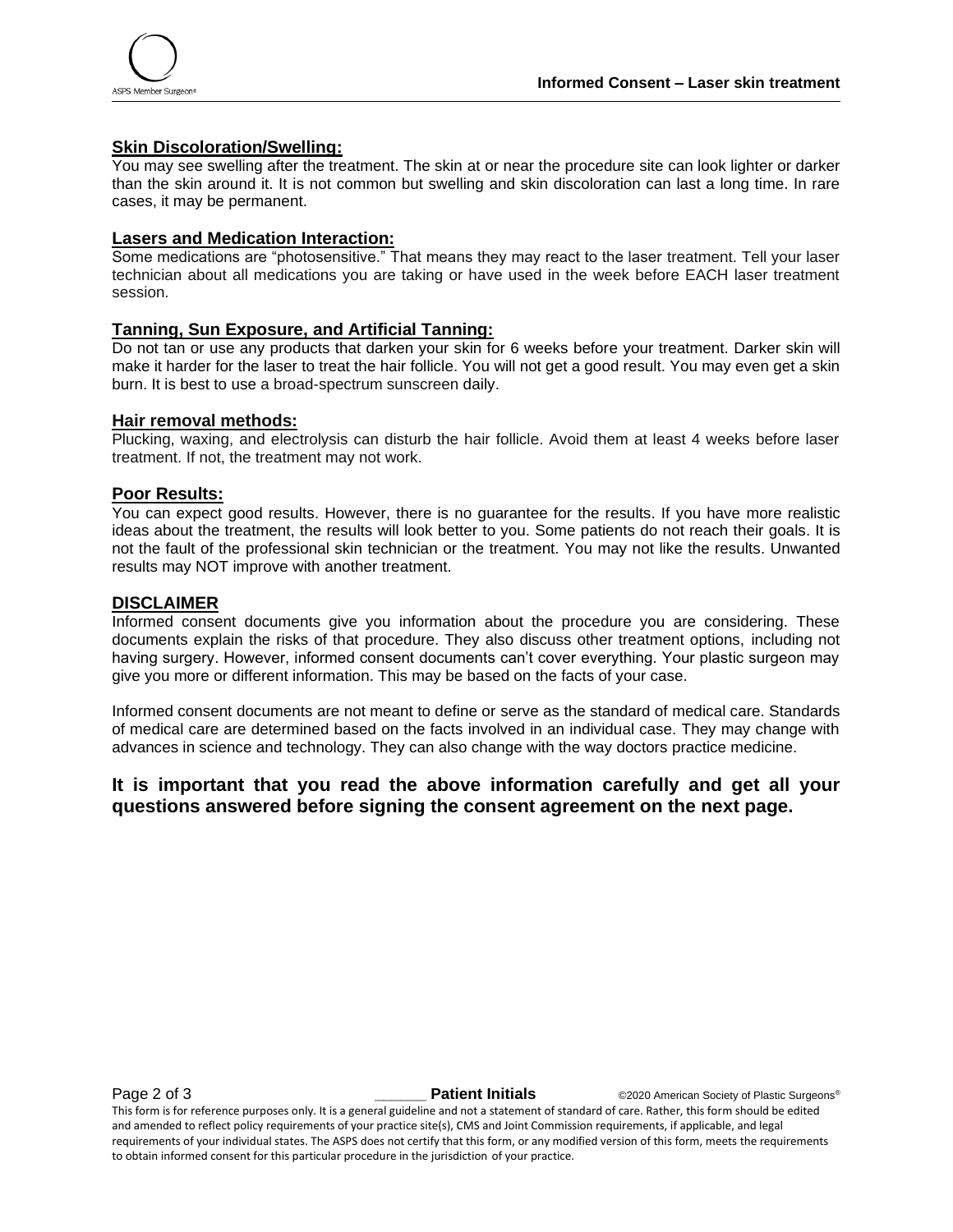## Skin Discoloration/Swelling:

You may see swelling after the treatment. The skin at or near the procedure site can look lighter or darker than the skin around it. It is not common but swelling and skin discoloration can last a long time. In rare cases, it may be permanent.

## Lasers and Medication Interaction:

Some medications are "photosensitive." That means they may react to the laser treatment. Tell your laser technician about all medications you are taking or have used in the week before EACH laser treatment session.

## Tanning, Sun Exposure, and Artificial Tanning:

Do not tan or use any products that darken your skin for 6 weeks before your treatment. Darker skin will make it harder for the laser to treat the hair follicle. You will not get a good result. You may even get a skin burn. It is best to use a broad-spectrum sunscreen daily.

## Hair removal methods:

Plucking, waxing, and electrolysis can disturb the hair follicle. Avoid them at least 4 weeks before laser treatment. If not, the treatment may not work.

## Poor Results:

You can expect good results. However, there is no guarantee for the results. If you have more realistic ideas about the treatment, the results will look better to you. Some patients do not reach their goals. It is not the fault of the professional skin technician or the treatment. You may not like the results. Unwanted results may NOT improve with another treatment.

## DISCLAIMER

Informed consent documents give you information about the procedure you are considering. These documents explain the risks of that procedure. They also discuss other treatment options, including not having surgery. However, informed consent documents can't cover everything. Your plastic surgeon may give you more or different information. This may be based on the facts of your case.

Informed consent documents are not meant to define or serve as the standard of medical care. Standards of medical care are determined based on the facts involved in an individual case. They may change with advances in science and technology. They can also change with the way doctors practice medicine.

**It is important that you read the above information carefully and get all your questions answered before signing the consent agreement on the next page.**

______ **Patient Initials**

This form is for reference purposes only. It is a general guideline and not a statement of standard of care. Rather, this form should be edited and amended to reflect policy requirements of your practice site(s), CMS and Joint Commission requirements, if applicable, and legal requirements of your individual states. The ASPS does not certify that this form, or any modified version of this form, meets the requirements to obtain informed consent for this particular procedure in the jurisdiction of your practice.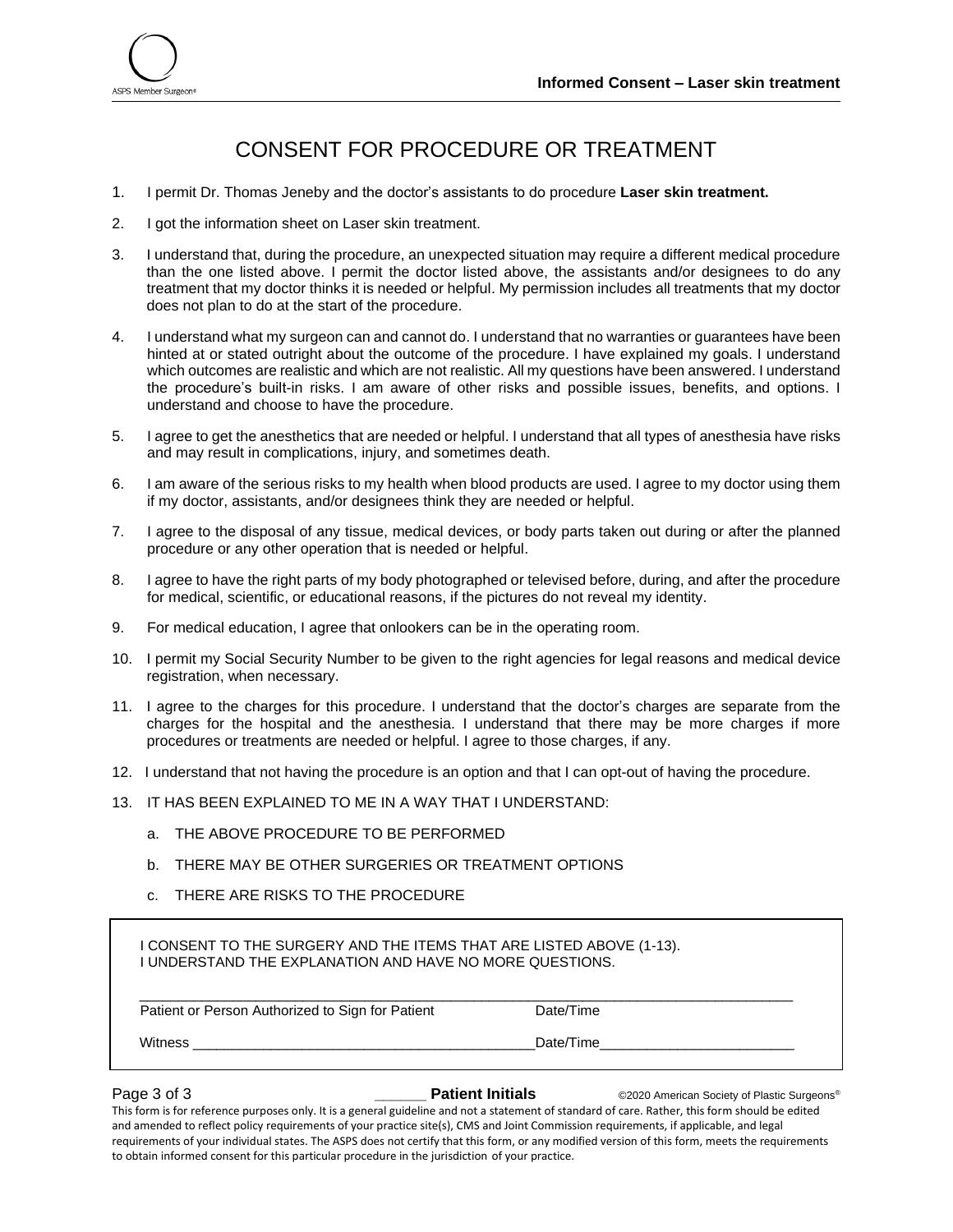# CONSENT FOR PROCEDURE OR TREATMENT

1. I permit Dr. Thomas Jeneby and the doctor's assistants to do procedure **Laser skin treatment.**
2. I got the information sheet on Laser skin treatment.
3. I understand that, during the procedure, an unexpected situation may require a different medical procedure than the one listed above. I permit the doctor listed above, the assistants and/or designees to do any treatment that my doctor thinks it is needed or helpful. My permission includes all treatments that my doctor does not plan to do at the start of the procedure.
4. I understand what my surgeon can and cannot do. I understand that no warranties or guarantees have been hinted at or stated outright about the outcome of the procedure. I have explained my goals. I understand which outcomes are realistic and which are not realistic. All my questions have been answered. I understand the procedure's built-in risks. I am aware of other risks and possible issues, benefits, and options. I understand and choose to have the procedure.
5. I agree to get the anesthetics that are needed or helpful. I understand that all types of anesthesia have risks and may result in complications, injury, and sometimes death.
6. I am aware of the serious risks to my health when blood products are used. I agree to my doctor using them if my doctor, assistants, and/or designees think they are needed or helpful.
7. I agree to the disposal of any tissue, medical devices, or body parts taken out during or after the planned procedure or any other operation that is needed or helpful.
8. I agree to have the right parts of my body photographed or televised before, during, and after the procedure for medical, scientific, or educational reasons, if the pictures do not reveal my identity.
9. For medical education, I agree that onlookers can be in the operating room.
10. I permit my Social Security Number to be given to the right agencies for legal reasons and medical device registration, when necessary.
11. I agree to the charges for this procedure. I understand that the doctor's charges are separate from the charges for the hospital and the anesthesia. I understand that there may be more charges if more procedures or treatments are needed or helpful. I agree to those charges, if any.
12. I understand that not having the procedure is an option and that I can opt-out of having the procedure.
13. IT HAS BEEN EXPLAINED TO ME IN A WAY THAT I UNDERSTAND:
    a. THE ABOVE PROCEDURE TO BE PERFORMED
    b. THERE MAY BE OTHER SURGERIES OR TREATMENT OPTIONS
    c. THERE ARE RISKS TO THE PROCEDURE

I CONSENT TO THE SURGERY AND THE ITEMS THAT ARE LISTED ABOVE (1-13).
I UNDERSTAND THE EXPLANATION AND HAVE NO MORE QUESTIONS.

_______________________________________________________________________________

Patient or Person Authorized to Sign for Patient                Date/Time

Witness _____________________________________________Date/Time_________________________

______ **Patient Initials**

This form is for reference purposes only. It is a general guideline and not a statement of standard of care. Rather, this form should be edited and amended to reflect policy requirements of your practice site(s), CMS and Joint Commission requirements, if applicable, and legal requirements of your individual states. The ASPS does not certify that this form, or any modified version of this form, meets the requirements to obtain informed consent for this particular procedure in the jurisdiction of your practice.